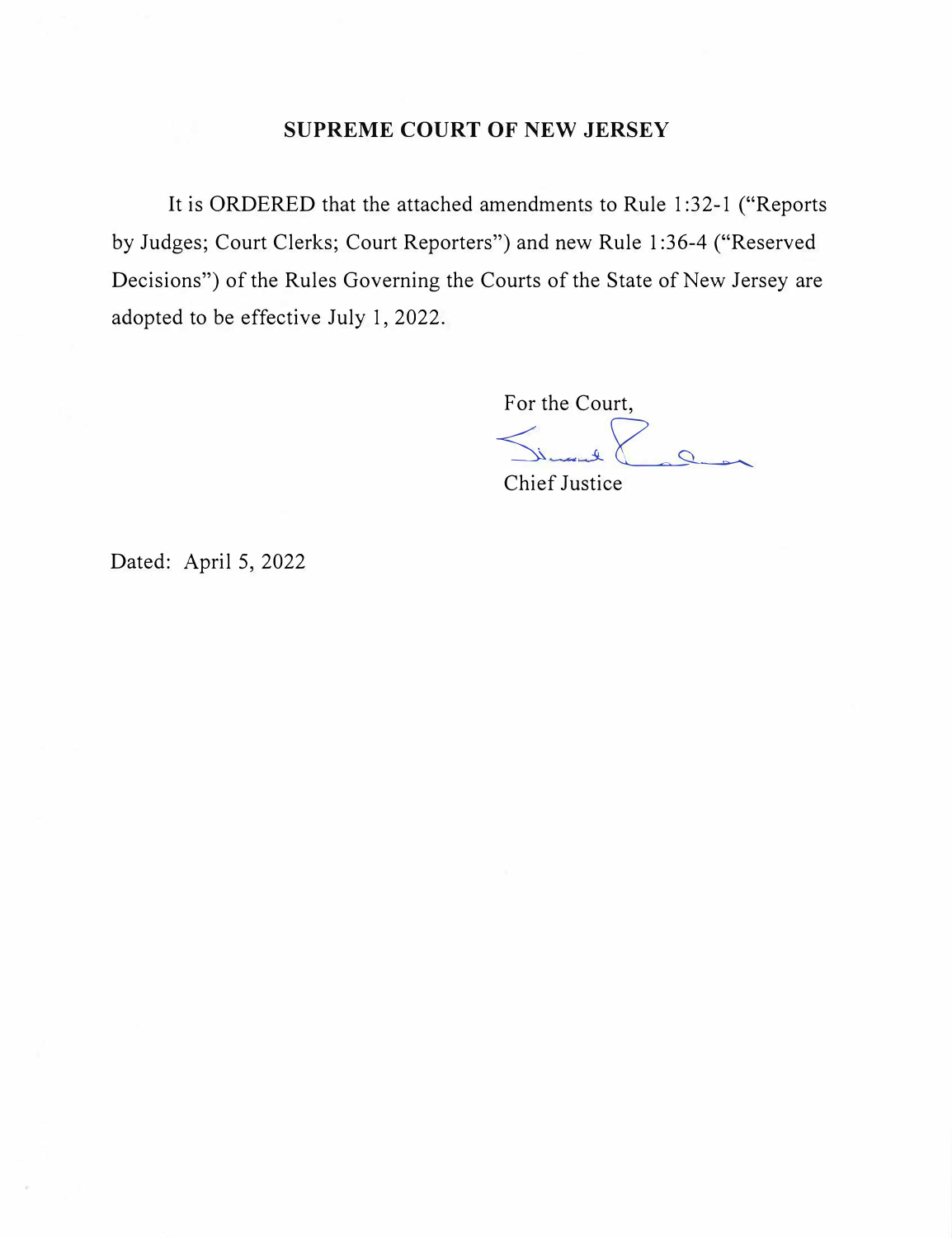# SUPREME COURT OF NEW JERSEY

It is ORDERED that the attached amendments to Rule 1:32-1 ("Reports by Judges; Court Clerks; Court Reporters") and new Rule 1:36-4 ("Reserved Decisions") of the Rules Governing the Courts of the State of New Jersey are adopted to be effective July 1, 2022.

For the Court,

Chief Justice

Dated: April 5, 2022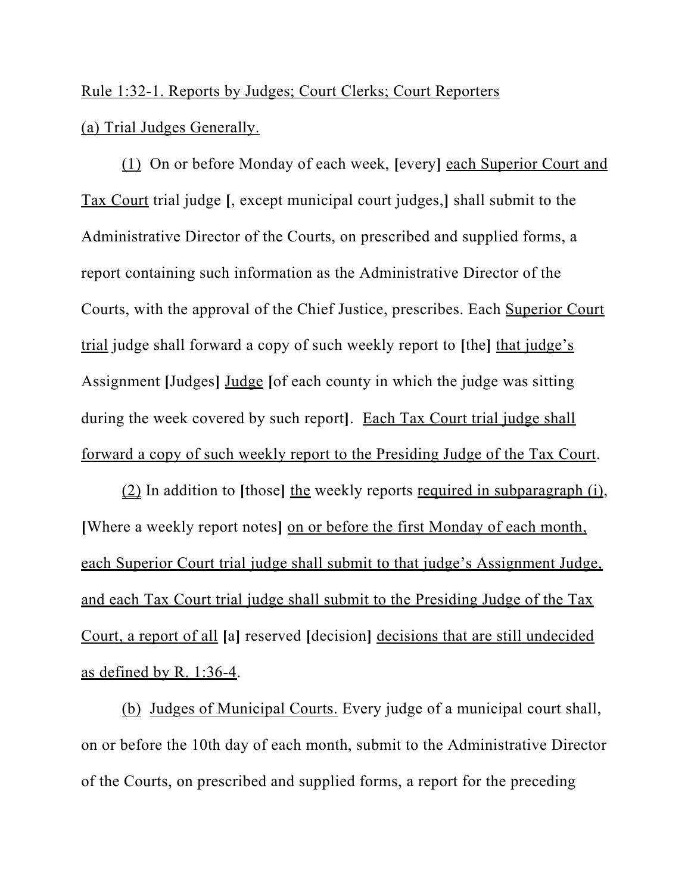<u>Rule 1:32-1. Reports by Judges; Court Clerks; Court Reporters</u>

<u>(a) Trial Judges Generally.</u>

<u>(1)</u> On or before Monday of each week, **[**every**]** <u>each Superior Court and Tax Court</u> trial judge **[**, except municipal court judges,**]** shall submit to the Administrative Director of the Courts, on prescribed and supplied forms, a report containing such information as the Administrative Director of the Courts, with the approval of the Chief Justice, prescribes. Each <u>Superior Court trial</u> judge shall forward a copy of such weekly report to **[**the**]** <u>that judge's</u> Assignment **[**Judges**]** <u>Judge</u> **[**of each county in which the judge was sitting during the week covered by such report**]**. <u>Each Tax Court trial judge shall forward a copy of such weekly report to the Presiding Judge of the Tax Court</u>.

<u>(2)</u> In addition to **[**those**]** <u>the</u> weekly reports <u>required in subparagraph (i)</u>, **[**Where a weekly report notes**]** <u>on or before the first Monday of each month, each Superior Court trial judge shall submit to that judge's Assignment Judge, and each Tax Court trial judge shall submit to the Presiding Judge of the Tax Court, a report of all</u> **[**a**]** reserved **[**decision**]** <u>decisions that are still undecided as defined by R. 1:36-4</u>.

<u>(b)</u> <u>Judges of Municipal Courts.</u> Every judge of a municipal court shall, on or before the 10th day of each month, submit to the Administrative Director of the Courts, on prescribed and supplied forms, a report for the preceding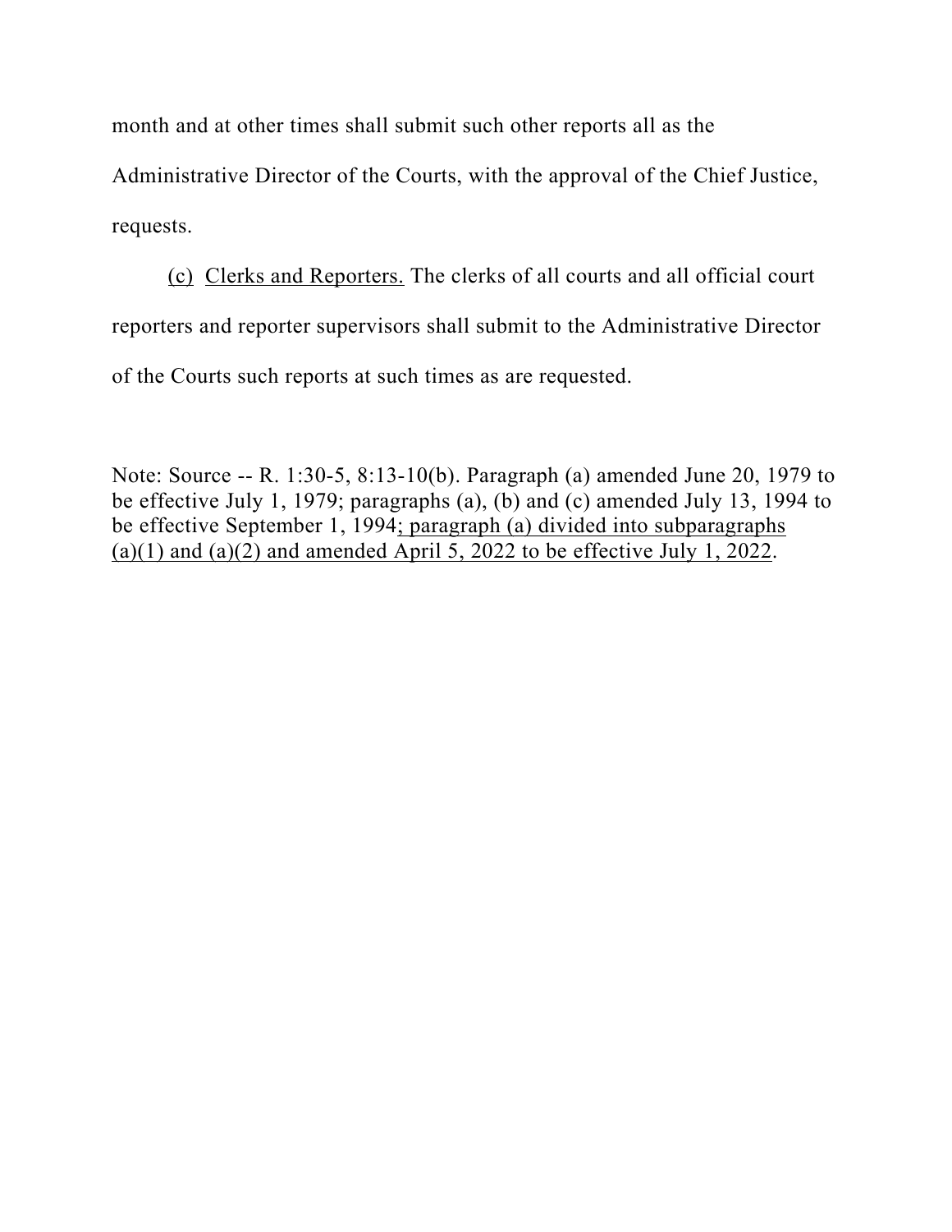month and at other times shall submit such other reports all as the Administrative Director of the Courts, with the approval of the Chief Justice, requests.

<u>(c)</u> <u>Clerks and Reporters.</u> The clerks of all courts and all official court reporters and reporter supervisors shall submit to the Administrative Director of the Courts such reports at such times as are requested.

Note: Source -- R. 1:30-5, 8:13-10(b). Paragraph (a) amended June 20, 1979 to be effective July 1, 1979; paragraphs (a), (b) and (c) amended July 13, 1994 to be effective September 1, 1994<u>; paragraph (a) divided into subparagraphs (a)(1) and (a)(2) and amended April 5, 2022 to be effective July 1, 2022</u>.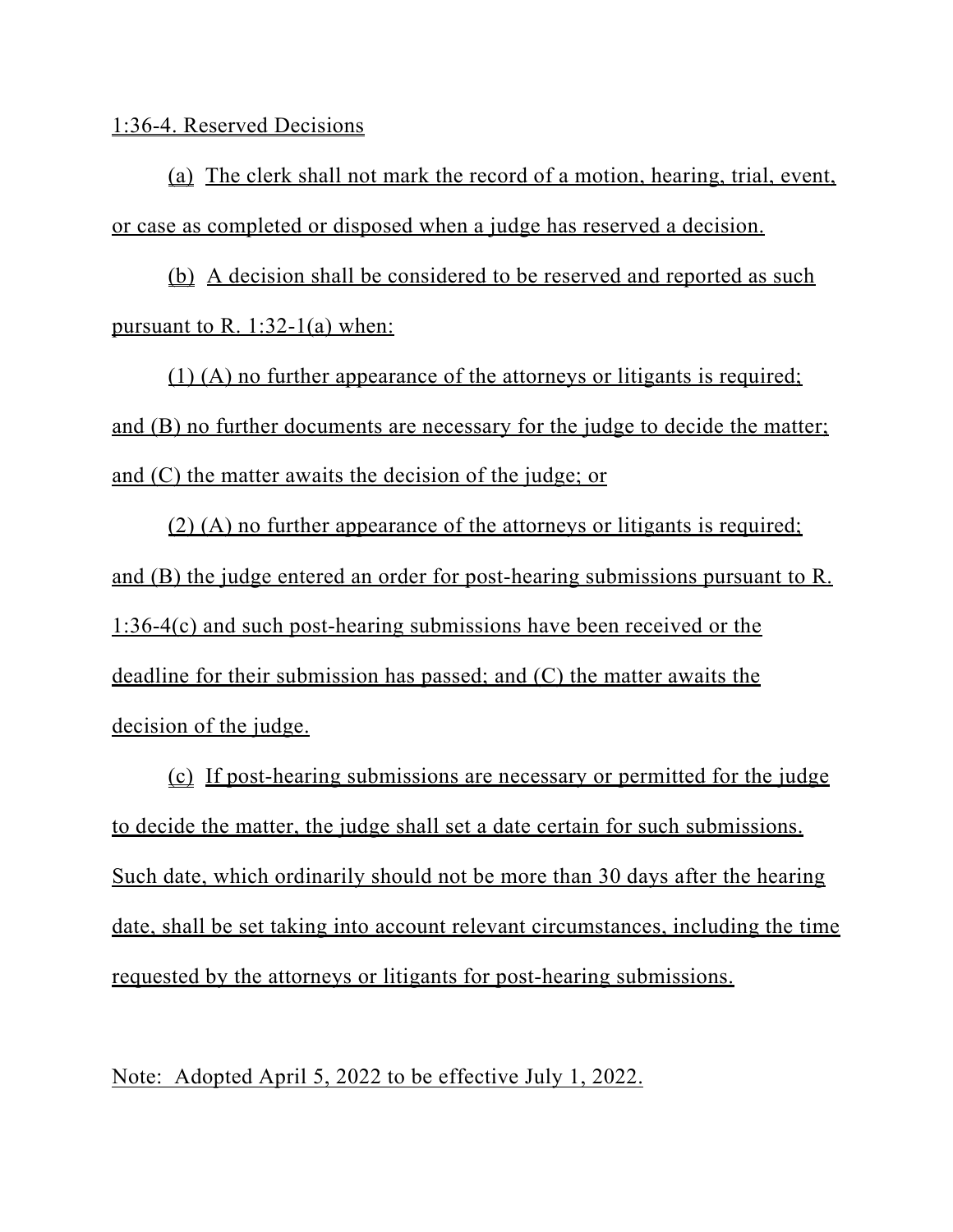1:36-4. Reserved Decisions

(a) The clerk shall not mark the record of a motion, hearing, trial, event, or case as completed or disposed when a judge has reserved a decision.

(b) A decision shall be considered to be reserved and reported as such pursuant to R. 1:32-1(a) when:

(1) (A) no further appearance of the attorneys or litigants is required; and (B) no further documents are necessary for the judge to decide the matter; and (C) the matter awaits the decision of the judge; or

(2) (A) no further appearance of the attorneys or litigants is required; and (B) the judge entered an order for post-hearing submissions pursuant to R. 1:36-4(c) and such post-hearing submissions have been received or the deadline for their submission has passed; and (C) the matter awaits the decision of the judge.

(c) If post-hearing submissions are necessary or permitted for the judge to decide the matter, the judge shall set a date certain for such submissions. Such date, which ordinarily should not be more than 30 days after the hearing date, shall be set taking into account relevant circumstances, including the time requested by the attorneys or litigants for post-hearing submissions.

Note: Adopted April 5, 2022 to be effective July 1, 2022.